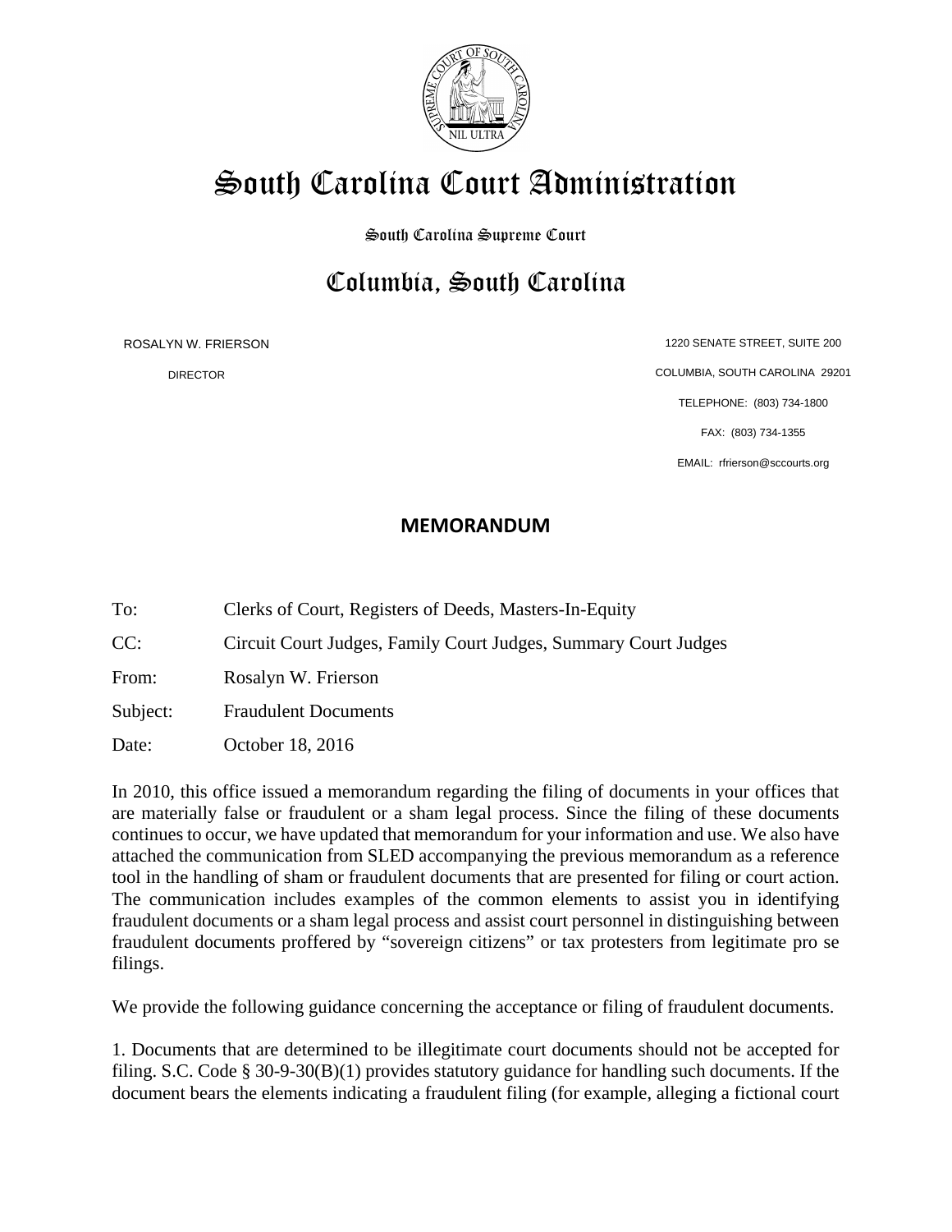# South Carolina Court Administration

South Carolina Supreme Court

## Columbia, South Carolina

ROSALYN W. FRIERSON
DIRECTOR

1220 SENATE STREET, SUITE 200
COLUMBIA, SOUTH CAROLINA 29201
TELEPHONE: (803) 734-1800
FAX: (803) 734-1355
EMAIL: rfrierson@sccourts.org

**MEMORANDUM**

To: Clerks of Court, Registers of Deeds, Masters-In-Equity

CC: Circuit Court Judges, Family Court Judges, Summary Court Judges

From: Rosalyn W. Frierson

Subject: Fraudulent Documents

Date: October 18, 2016

In 2010, this office issued a memorandum regarding the filing of documents in your offices that are materially false or fraudulent or a sham legal process. Since the filing of these documents continues to occur, we have updated that memorandum for your information and use. We also have attached the communication from SLED accompanying the previous memorandum as a reference tool in the handling of sham or fraudulent documents that are presented for filing or court action. The communication includes examples of the common elements to assist you in identifying fraudulent documents or a sham legal process and assist court personnel in distinguishing between fraudulent documents proffered by "sovereign citizens" or tax protesters from legitimate pro se filings.

We provide the following guidance concerning the acceptance or filing of fraudulent documents.

1. Documents that are determined to be illegitimate court documents should not be accepted for filing. S.C. Code § 30-9-30(B)(1) provides statutory guidance for handling such documents. If the document bears the elements indicating a fraudulent filing (for example, alleging a fictional court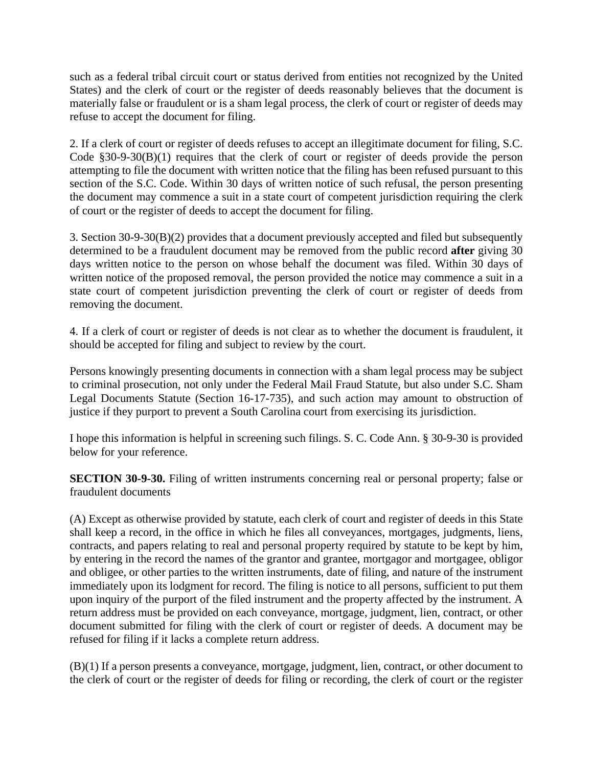such as a federal tribal circuit court or status derived from entities not recognized by the United States) and the clerk of court or the register of deeds reasonably believes that the document is materially false or fraudulent or is a sham legal process, the clerk of court or register of deeds may refuse to accept the document for filing.

2. If a clerk of court or register of deeds refuses to accept an illegitimate document for filing, S.C. Code §30-9-30(B)(1) requires that the clerk of court or register of deeds provide the person attempting to file the document with written notice that the filing has been refused pursuant to this section of the S.C. Code. Within 30 days of written notice of such refusal, the person presenting the document may commence a suit in a state court of competent jurisdiction requiring the clerk of court or the register of deeds to accept the document for filing.

3. Section 30-9-30(B)(2) provides that a document previously accepted and filed but subsequently determined to be a fraudulent document may be removed from the public record **after** giving 30 days written notice to the person on whose behalf the document was filed. Within 30 days of written notice of the proposed removal, the person provided the notice may commence a suit in a state court of competent jurisdiction preventing the clerk of court or register of deeds from removing the document.

4. If a clerk of court or register of deeds is not clear as to whether the document is fraudulent, it should be accepted for filing and subject to review by the court.

Persons knowingly presenting documents in connection with a sham legal process may be subject to criminal prosecution, not only under the Federal Mail Fraud Statute, but also under S.C. Sham Legal Documents Statute (Section 16-17-735), and such action may amount to obstruction of justice if they purport to prevent a South Carolina court from exercising its jurisdiction.

I hope this information is helpful in screening such filings. S. C. Code Ann. § 30-9-30 is provided below for your reference.

**SECTION 30-9-30.** Filing of written instruments concerning real or personal property; false or fraudulent documents

(A) Except as otherwise provided by statute, each clerk of court and register of deeds in this State shall keep a record, in the office in which he files all conveyances, mortgages, judgments, liens, contracts, and papers relating to real and personal property required by statute to be kept by him, by entering in the record the names of the grantor and grantee, mortgagor and mortgagee, obligor and obligee, or other parties to the written instruments, date of filing, and nature of the instrument immediately upon its lodgment for record. The filing is notice to all persons, sufficient to put them upon inquiry of the purport of the filed instrument and the property affected by the instrument. A return address must be provided on each conveyance, mortgage, judgment, lien, contract, or other document submitted for filing with the clerk of court or register of deeds. A document may be refused for filing if it lacks a complete return address.

(B)(1) If a person presents a conveyance, mortgage, judgment, lien, contract, or other document to the clerk of court or the register of deeds for filing or recording, the clerk of court or the register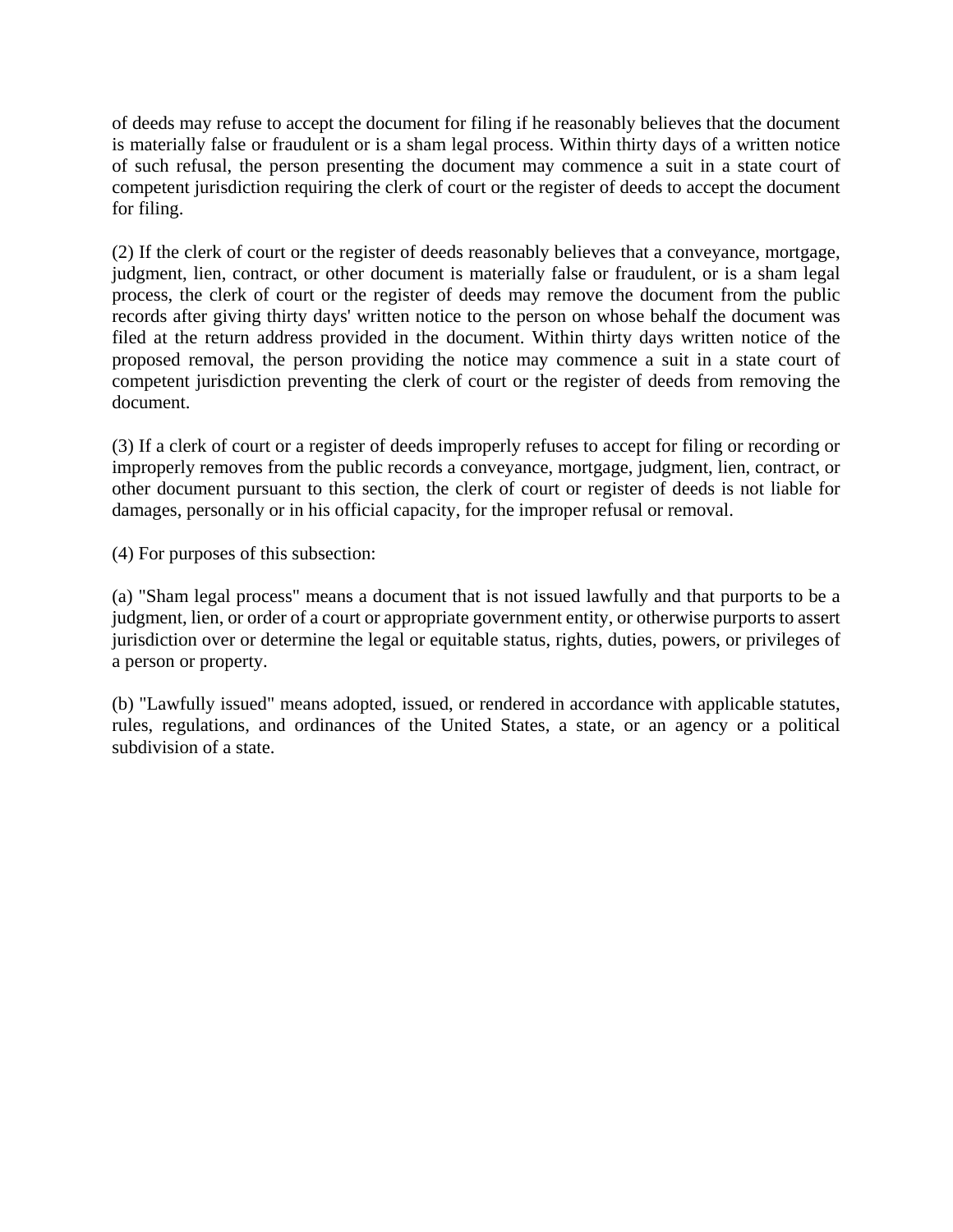of deeds may refuse to accept the document for filing if he reasonably believes that the document is materially false or fraudulent or is a sham legal process. Within thirty days of a written notice of such refusal, the person presenting the document may commence a suit in a state court of competent jurisdiction requiring the clerk of court or the register of deeds to accept the document for filing.

(2) If the clerk of court or the register of deeds reasonably believes that a conveyance, mortgage, judgment, lien, contract, or other document is materially false or fraudulent, or is a sham legal process, the clerk of court or the register of deeds may remove the document from the public records after giving thirty days' written notice to the person on whose behalf the document was filed at the return address provided in the document. Within thirty days written notice of the proposed removal, the person providing the notice may commence a suit in a state court of competent jurisdiction preventing the clerk of court or the register of deeds from removing the document.

(3) If a clerk of court or a register of deeds improperly refuses to accept for filing or recording or improperly removes from the public records a conveyance, mortgage, judgment, lien, contract, or other document pursuant to this section, the clerk of court or register of deeds is not liable for damages, personally or in his official capacity, for the improper refusal or removal.

(4) For purposes of this subsection:

(a) "Sham legal process" means a document that is not issued lawfully and that purports to be a judgment, lien, or order of a court or appropriate government entity, or otherwise purports to assert jurisdiction over or determine the legal or equitable status, rights, duties, powers, or privileges of a person or property.

(b) "Lawfully issued" means adopted, issued, or rendered in accordance with applicable statutes, rules, regulations, and ordinances of the United States, a state, or an agency or a political subdivision of a state.